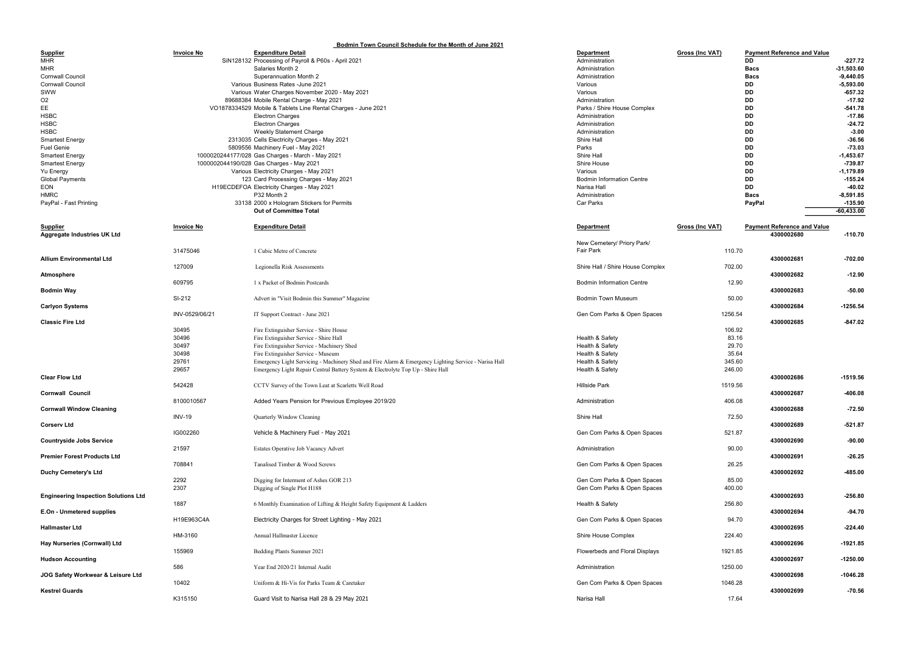# Bodmin Town Council Schedule for the Month of June 2021

| Supplier | Invoice No | Expenditure Detail | Department | Gross (Inc VAT) | Payment Reference and Value | |
|---|---|---|---|---|---|---|
| MHR | SiN128132 | Processing of Payroll & P60s - April 2021 | Administration | | DD | -227.72 |
| MHR | | Salaries Month 2 | Administration | | Bacs | -31,503.60 |
| Cornwall Council | | Superannuation Month 2 | Administration | | Bacs | -9,440.05 |
| Cornwall Council | Various | Business Rates -June 2021 | Various | | DD | -5,593.00 |
| SWW | Various | Water Charges November 2020 - May 2021 | Various | | DD | -657.32 |
| O2 | 89688384 | Mobile Rental Charge - May 2021 | Administration | | DD | -17.92 |
| EE | VO1878334529 | Mobile & Tablets Line Rental Charges - June 2021 | Parks / Shire House Complex | | DD | -541.78 |
| HSBC | | Electron Charges | Administration | | DD | -17.86 |
| HSBC | | Electron Charges | Administration | | DD | -24.72 |
| HSBC | | Weekly Statement Charge | Administration | | DD | -3.00 |
| Smartest Energy | 2313035 | Cells Electricity Charges - May 2021 | Shire Hall | | DD | -36.56 |
| Fuel Genie | 5809556 | Machinery Fuel - May 2021 | Parks | | DD | -73.03 |
| Smartest Energy | 1000020244177/028 | Gas Charges - March - May 2021 | Shire Hall | | DD | -1,453.67 |
| Smartest Energy | 1000002044190/028 | Gas Charges - May 2021 | Shire House | | DD | -739.87 |
| Yu Energy | Various | Electricity Charges - May 2021 | Various | | DD | -1,179.89 |
| Global Payments | 123 | Card Processing Charges - May 2021 | Bodmin Information Centre | | DD | -155.24 |
| EON | H19ECDEFOA | Electricity Charges - May 2021 | Narisa Hall | | DD | -40.02 |
| HMRC | | P32 Month 2 | Administration | | Bacs | -8,591.85 |
| PayPal - Fast Printing | 33138 | 2000 x Hologram Stickers for Permits | Car Parks | | PayPal | -135.90 |
| | | **Out of Committee Total** | | | | -60,433.00 |

| Supplier | Invoice No | Expenditure Detail | Department | Gross (Inc VAT) | Payment Reference and Value | |
|---|---|---|---|---|---|---|
| **Aggregate Industries UK Ltd** | | | | | 4300002680 | -110.70 |
| | 31475046 | 1 Cubic Metre of Concrete | New Cemetery/ Priory Park/ Fair Park | 110.70 | | |
| **Allium Environmental Ltd** | | | | | 4300002681 | -702.00 |
| | 127009 | Legionella Risk Assessments | Shire Hall / Shire House Complex | 702.00 | | |
| **Atmosphere** | | | | | 4300002682 | -12.90 |
| | 609795 | 1 x Packet of Bodmin Postcards | Bodmin Information Centre | 12.90 | | |
| **Bodmin Way** | | | | | 4300002683 | -50.00 |
| | SI-212 | Advert in "Visit Bodmin this Summer" Magazine | Bodmin Town Museum | 50.00 | | |
| **Carlyon Systems** | | | | | 4300002684 | -1256.54 |
| | INV-0529/06/21 | IT Support Contract - June 2021 | Gen Com Parks & Open Spaces | 1256.54 | | |
| **Classic Fire Ltd** | | | | | 4300002685 | -847.02 |
| | 30495 | Fire Extinguisher Service - Shire House | | 106.92 | | |
| | 30496 | Fire Extinguisher Service - Shire Hall | Health & Safety | 83.16 | | |
| | 30497 | Fire Extinguisher Service - Machinery Shed | Health & Safety | 29.70 | | |
| | 30498 | Fire Extinguisher Service - Museum | Health & Safety | 35.64 | | |
| | 29761 | Emergency Light Servicing - Machinery Shed and Fire Alarm & Emergency Lighting Service - Narisa Hall | Health & Safety | 345.60 | | |
| | 29657 | Emergency Light Repair Central Battery System & Electrolyte Top Up - Shire Hall | Health & Safety | 246.00 | | |
| **Clear Flow Ltd** | | | | | 4300002686 | -1519.56 |
| | 542428 | CCTV Survey of the Town Leat at Scarletts Well Road | Hillside Park | 1519.56 | | |
| **Cornwall Council** | | | | | 4300002687 | -406.08 |
| | 8100010567 | Added Years Pension for Previous Employee 2019/20 | Administration | 406.08 | | |
| **Cornwall Window Cleaning** | | | | | 4300002688 | -72.50 |
| | INV-19 | Quarterly Window Cleaning | Shire Hall | 72.50 | | |
| **Corserv Ltd** | | | | | 4300002689 | -521.87 |
| | IG002260 | Vehicle & Machinery Fuel - May 2021 | Gen Com Parks & Open Spaces | 521.87 | | |
| **Countryside Jobs Service** | | | | | 4300002690 | -90.00 |
| | 21597 | Estates Operative Job Vacancy Advert | Administration | 90.00 | | |
| **Premier Forest Products Ltd** | | | | | 4300002691 | -26.25 |
| | 708841 | Tanalised Timber & Wood Screws | Gen Com Parks & Open Spaces | 26.25 | | |
| **Duchy Cemetery's Ltd** | | | | | 4300002692 | -485.00 |
| | 2292 | Digging for Interment of Ashes GOR 213 | Gen Com Parks & Open Spaces | 85.00 | | |
| | 2307 | Digging of Single Plot H188 | Gen Com Parks & Open Spaces | 400.00 | | |
| **Engineering Inspection Solutions Ltd** | | | | | 4300002693 | -256.80 |
| | 1887 | 6 Monthly Examination of Lifting & Height Safety Equipment & Ladders | Health & Safety | 256.80 | | |
| **E.On - Unmetered supplies** | | | | | 4300002694 | -94.70 |
| | H19E963C4A | Electricity Charges for Street Lighting - May 2021 | Gen Com Parks & Open Spaces | 94.70 | | |
| **Hallmaster Ltd** | | | | | 4300002695 | -224.40 |
| | HM-3160 | Annual Hallmaster Licence | Shire House Complex | 224.40 | | |
| **Hay Nurseries (Cornwall) Ltd** | | | | | 4300002696 | -1921.85 |
| | 155969 | Bedding Plants Summer 2021 | Flowerbeds and Floral Displays | 1921.85 | | |
| **Hudson Accounting** | | | | | 4300002697 | -1250.00 |
| | 586 | Year End 2020/21 Internal Audit | Administration | 1250.00 | | |
| **JOG Safety Workwear & Leisure Ltd** | | | | | 4300002698 | -1046.28 |
| | 10402 | Uniform & Hi-Vis for Parks Team & Caretaker | Gen Com Parks & Open Spaces | 1046.28 | | |
| **Kestrel Guards** | | | | | 4300002699 | -70.56 |
| | K315150 | Guard Visit to Narisa Hall 28 & 29 May 2021 | Narisa Hall | 17.64 | | |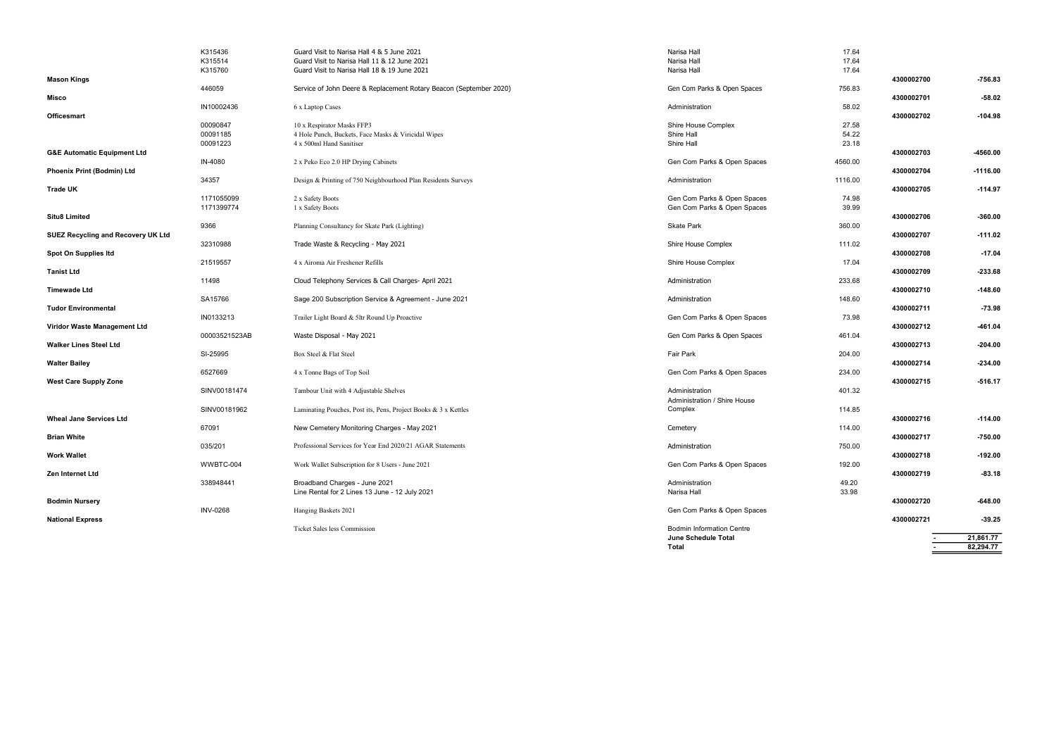| | | | | | | |
|---|---|---|---|---|---|---|
| | K315436 | Guard Visit to Narisa Hall 4 & 5 June 2021 | Narisa Hall | 17.64 | | |
| | K315514 | Guard Visit to Narisa Hall 11 & 12 June 2021 | Narisa Hall | 17.64 | | |
| | K315760 | Guard Visit to Narisa Hall 18 & 19 June 2021 | Narisa Hall | 17.64 | | |
| **Mason Kings** | | | | | 4300002700 | -756.83 |
| | 446059 | Service of John Deere & Replacement Rotary Beacon (September 2020) | Gen Com Parks & Open Spaces | 756.83 | | |
| **Misco** | | | | | 4300002701 | -58.02 |
| | IN10002436 | 6 x Laptop Cases | Administration | 58.02 | | |
| **Officesmart** | | | | | 4300002702 | -104.98 |
| | 00090847 | 10 x Respirator Masks FFP3 | Shire House Complex | 27.58 | | |
| | 00091185 | 4 Hole Punch, Buckets, Face Masks & Viricidal Wipes | Shire Hall | 54.22 | | |
| | 00091223 | 4 x 500ml Hand Sanitiser | Shire Hall | 23.18 | | |
| **G&E Automatic Equipment Ltd** | | | | | 4300002703 | -4560.00 |
| | IN-4080 | 2 x Peko Eco 2.0 HP Drying Cabinets | Gen Com Parks & Open Spaces | 4560.00 | | |
| **Phoenix Print (Bodmin) Ltd** | | | | | 4300002704 | -1116.00 |
| | 34357 | Design & Printing of 750 Neighbourhood Plan Residents Surveys | Administration | 1116.00 | | |
| **Trade UK** | | | | | 4300002705 | -114.97 |
| | 1171055099 | 2 x Safety Boots | Gen Com Parks & Open Spaces | 74.98 | | |
| | 1171399774 | 1 x Safety Boots | Gen Com Parks & Open Spaces | 39.99 | | |
| **Situ8 Limited** | | | | | 4300002706 | -360.00 |
| | 9366 | Planning Consultancy for Skate Park (Lighting) | Skate Park | 360.00 | | |
| **SUEZ Recycling and Recovery UK Ltd** | | | | | 4300002707 | -111.02 |
| | 32310988 | Trade Waste & Recycling - May 2021 | Shire House Complex | 111.02 | | |
| **Spot On Supplies ltd** | | | | | 4300002708 | -17.04 |
| | 21519557 | 4 x Airoma Air Freshener Refills | Shire House Complex | 17.04 | | |
| **Tanist Ltd** | | | | | 4300002709 | -233.68 |
| | 11498 | Cloud Telephony Services & Call Charges- April 2021 | Administration | 233.68 | | |
| **Timewade Ltd** | | | | | 4300002710 | -148.60 |
| | SA15766 | Sage 200 Subscription Service & Agreement - June 2021 | Administration | 148.60 | | |
| **Tudor Environmental** | | | | | 4300002711 | -73.98 |
| | IN0133213 | Trailer Light Board & 5ltr Round Up Proactive | Gen Com Parks & Open Spaces | 73.98 | | |
| **Viridor Waste Management Ltd** | | | | | 4300002712 | -461.04 |
| | 00003521523AB | Waste Disposal - May 2021 | Gen Com Parks & Open Spaces | 461.04 | | |
| **Walker Lines Steel Ltd** | | | | | 4300002713 | -204.00 |
| | SI-25995 | Box Steel & Flat Steel | Fair Park | 204.00 | | |
| **Walter Bailey** | | | | | 4300002714 | -234.00 |
| | 6527669 | 4 x Tonne Bags of Top Soil | Gen Com Parks & Open Spaces | 234.00 | | |
| **West Care Supply Zone** | | | | | 4300002715 | -516.17 |
| | SINV00181474 | Tambour Unit with 4 Adjustable Shelves | Administration | 401.32 | | |
| | SINV00181962 | Laminating Pouches, Post its, Pens, Project Books & 3 x Kettles | Administration / Shire House Complex | 114.85 | | |
| **Wheal Jane Services Ltd** | | | | | 4300002716 | -114.00 |
| | 67091 | New Cemetery Monitoring Charges - May 2021 | Cemetery | 114.00 | | |
| **Brian White** | | | | | 4300002717 | -750.00 |
| | 035/201 | Professional Services for Year End 2020/21 AGAR Statements | Administration | 750.00 | | |
| **Work Wallet** | | | | | 4300002718 | -192.00 |
| | WWBTC-004 | Work Wallet Subscription for 8 Users - June 2021 | Gen Com Parks & Open Spaces | 192.00 | | |
| **Zen Internet Ltd** | | | | | 4300002719 | -83.18 |
| | 338948441 | Broadband Charges - June 2021 | Administration | 49.20 | | |
| | | Line Rental for 2 Lines 13 June - 12 July 2021 | Narisa Hall | 33.98 | | |
| **Bodmin Nursery** | | | | | 4300002720 | -648.00 |
| | INV-0268 | Hanging Baskets 2021 | Gen Com Parks & Open Spaces | | | |
| **National Express** | | | | | 4300002721 | -39.25 |
| | | Ticket Sales less Commission | Bodmin Information Centre | | | |
| | | | **June Schedule Total** | | - | 21,861.77 |
| | | | **Total** | | - | 82,294.77 |